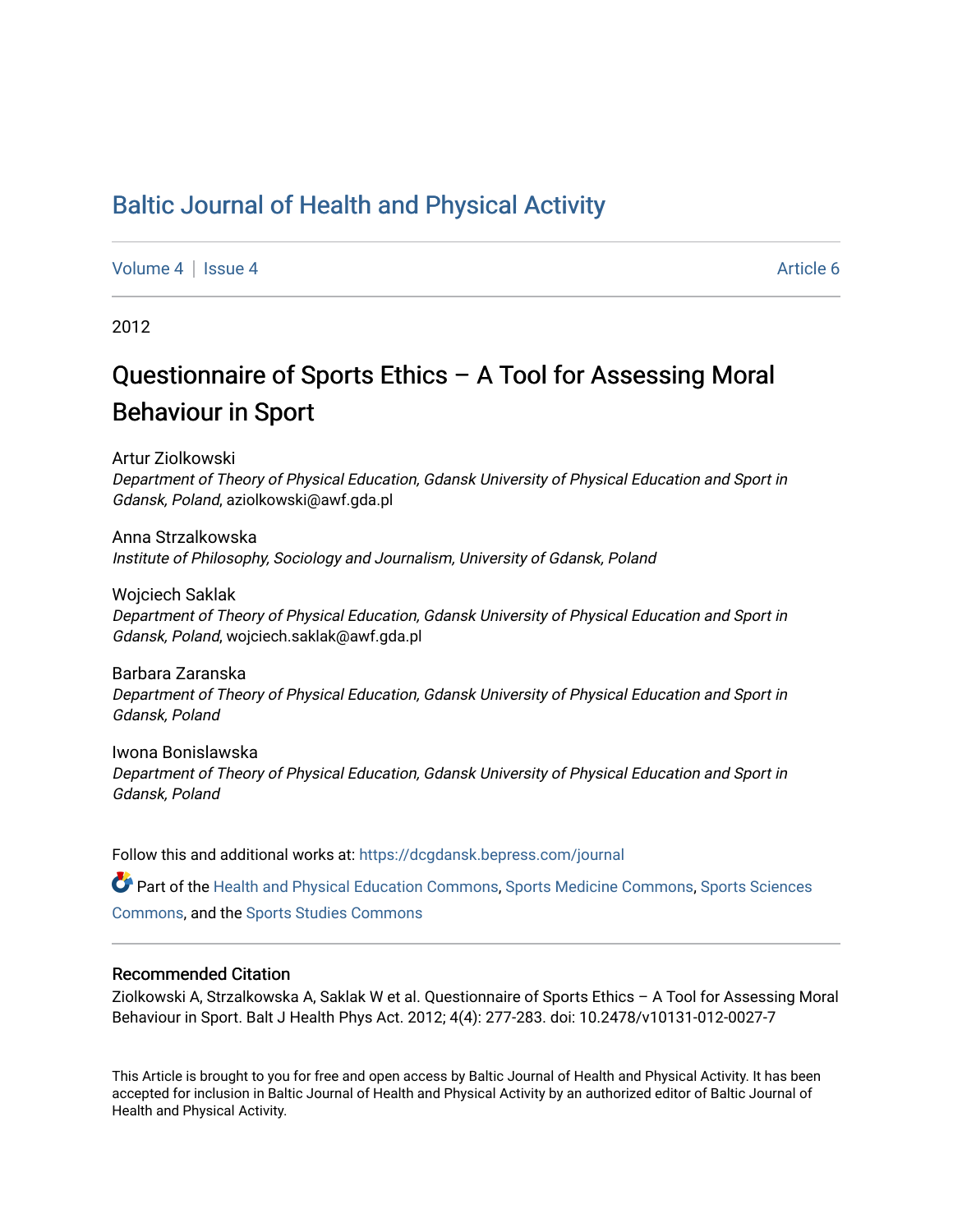# Baltic Journal of Health and Physical Activity

Volume 4 | Issue 4 Article 6

2012

## Questionnaire of Sports Ethics – A Tool for Assessing Moral Behaviour in Sport

Artur Ziolkowski
*Department of Theory of Physical Education, Gdansk University of Physical Education and Sport in Gdansk, Poland*, aziolkowski@awf.gda.pl

Anna Strzalkowska
*Institute of Philosophy, Sociology and Journalism, University of Gdansk, Poland*

Wojciech Saklak
*Department of Theory of Physical Education, Gdansk University of Physical Education and Sport in Gdansk, Poland*, wojciech.saklak@awf.gda.pl

Barbara Zaranska
*Department of Theory of Physical Education, Gdansk University of Physical Education and Sport in Gdansk, Poland*

Iwona Bonislawska
*Department of Theory of Physical Education, Gdansk University of Physical Education and Sport in Gdansk, Poland*

Follow this and additional works at: https://dcgdansk.bepress.com/journal

Part of the Health and Physical Education Commons, Sports Medicine Commons, Sports Sciences Commons, and the Sports Studies Commons

### Recommended Citation

Ziolkowski A, Strzalkowska A, Saklak W et al. Questionnaire of Sports Ethics – A Tool for Assessing Moral Behaviour in Sport. Balt J Health Phys Act. 2012; 4(4): 277-283. doi: 10.2478/v10131-012-0027-7

This Article is brought to you for free and open access by Baltic Journal of Health and Physical Activity. It has been accepted for inclusion in Baltic Journal of Health and Physical Activity by an authorized editor of Baltic Journal of Health and Physical Activity.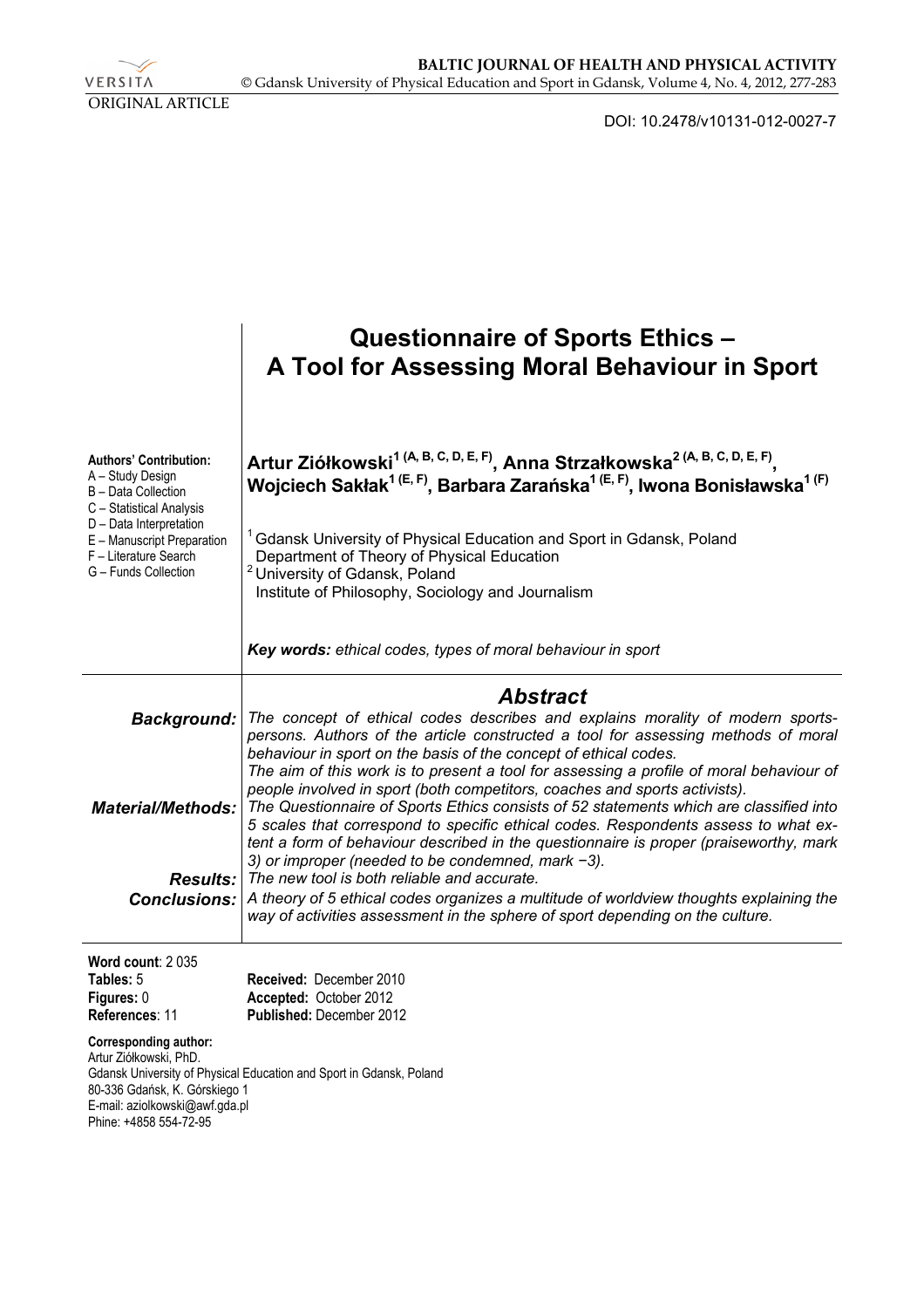ORIGINAL ARTICLE

DOI: 10.2478/v10131-012-0027-7

# Questionnaire of Sports Ethics – A Tool for Assessing Moral Behaviour in Sport

**Authors' Contribution:**
A – Study Design
B – Data Collection
C – Statistical Analysis
D – Data Interpretation
E – Manuscript Preparation
F – Literature Search
G – Funds Collection

**Artur Ziółkowski[1 (A, B, C, D, E, F)], Anna Strzałkowska[2 (A, B, C, D, E, F)], Wojciech Sakłak[1 (E, F)], Barbara Zarańska[1 (E, F)], Iwona Bonisławska[1 (F)]**

[1] Gdansk University of Physical Education and Sport in Gdansk, Poland
Department of Theory of Physical Education
[2] University of Gdansk, Poland
Institute of Philosophy, Sociology and Journalism

***Key words:*** *ethical codes, types of moral behaviour in sport*

## *Abstract*

***Background:*** *The concept of ethical codes describes and explains morality of modern sportspersons. Authors of the article constructed a tool for assessing methods of moral behaviour in sport on the basis of the concept of ethical codes.*
*The aim of this work is to present a tool for assessing a profile of moral behaviour of people involved in sport (both competitors, coaches and sports activists).*

***Material/Methods:*** *The Questionnaire of Sports Ethics consists of 52 statements which are classified into 5 scales that correspond to specific ethical codes. Respondents assess to what extent a form of behaviour described in the questionnaire is proper (praiseworthy, mark 3) or improper (needed to be condemned, mark −3).*

***Results:*** *The new tool is both reliable and accurate.*

***Conclusions:*** *A theory of 5 ethical codes organizes a multitude of worldview thoughts explaining the way of activities assessment in the sphere of sport depending on the culture.*

**Word count**: 2 035
**Tables:** 5
**Figures:** 0
**References**: 11

**Received:** December 2010
**Accepted:** October 2012
**Published:** December 2012

**Corresponding author:**
Artur Ziółkowski, PhD.
Gdansk University of Physical Education and Sport in Gdansk, Poland
80-336 Gdańsk, K. Górskiego 1
E-mail: aziolkowski@awf.gda.pl
Phine: +4858 554-72-95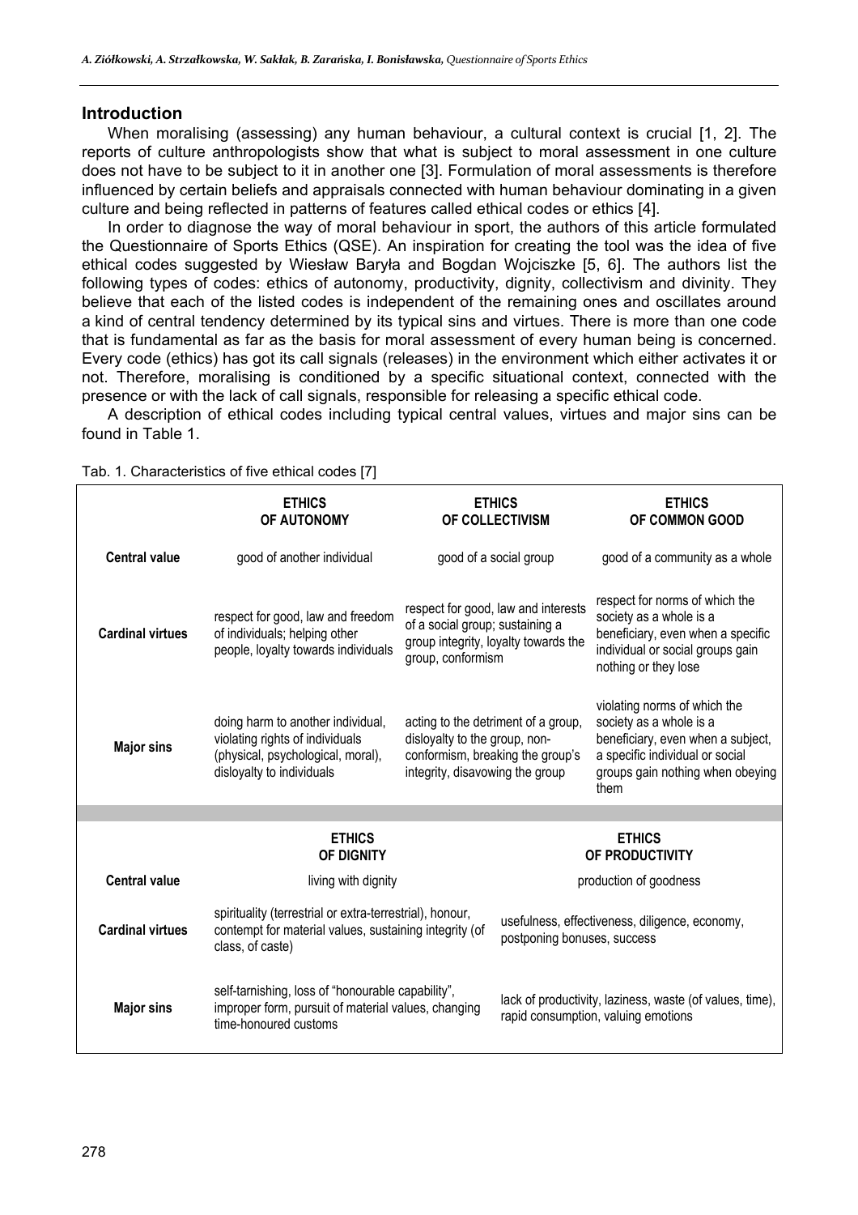## Introduction

When moralising (assessing) any human behaviour, a cultural context is crucial [1, 2]. The reports of culture anthropologists show that what is subject to moral assessment in one culture does not have to be subject to it in another one [3]. Formulation of moral assessments is therefore influenced by certain beliefs and appraisals connected with human behaviour dominating in a given culture and being reflected in patterns of features called ethical codes or ethics [4].

In order to diagnose the way of moral behaviour in sport, the authors of this article formulated the Questionnaire of Sports Ethics (QSE). An inspiration for creating the tool was the idea of five ethical codes suggested by Wiesław Baryła and Bogdan Wojciszke [5, 6]. The authors list the following types of codes: ethics of autonomy, productivity, dignity, collectivism and divinity. They believe that each of the listed codes is independent of the remaining ones and oscillates around a kind of central tendency determined by its typical sins and virtues. There is more than one code that is fundamental as far as the basis for moral assessment of every human being is concerned. Every code (ethics) has got its call signals (releases) in the environment which either activates it or not. Therefore, moralising is conditioned by a specific situational context, connected with the presence or with the lack of call signals, responsible for releasing a specific ethical code.

A description of ethical codes including typical central values, virtues and major sins can be found in Table 1.

Tab. 1. Characteristics of five ethical codes [7]

| | ETHICS OF AUTONOMY | ETHICS OF COLLECTIVISM | ETHICS OF COMMON GOOD |
|---|---|---|---|
| **Central value** | good of another individual | good of a social group | good of a community as a whole |
| **Cardinal virtues** | respect for good, law and freedom of individuals; helping other people, loyalty towards individuals | respect for good, law and interests of a social group; sustaining a group integrity, loyalty towards the group, conformism | respect for norms of which the society as a whole is a beneficiary, even when a specific individual or social groups gain nothing or they lose |
| **Major sins** | doing harm to another individual, violating rights of individuals (physical, psychological, moral), disloyalty to individuals | acting to the detriment of a group, disloyalty to the group, non-conformism, breaking the group's integrity, disavowing the group | violating norms of which the society as a whole is a beneficiary, even when a subject, a specific individual or social groups gain nothing when obeying them |

| | ETHICS OF DIGNITY | ETHICS OF PRODUCTIVITY |
|---|---|---|
| **Central value** | living with dignity | production of goodness |
| **Cardinal virtues** | spirituality (terrestrial or extra-terrestrial), honour, contempt for material values, sustaining integrity (of class, of caste) | usefulness, effectiveness, diligence, economy, postponing bonuses, success |
| **Major sins** | self-tarnishing, loss of "honourable capability", improper form, pursuit of material values, changing time-honoured customs | lack of productivity, laziness, waste (of values, time), rapid consumption, valuing emotions |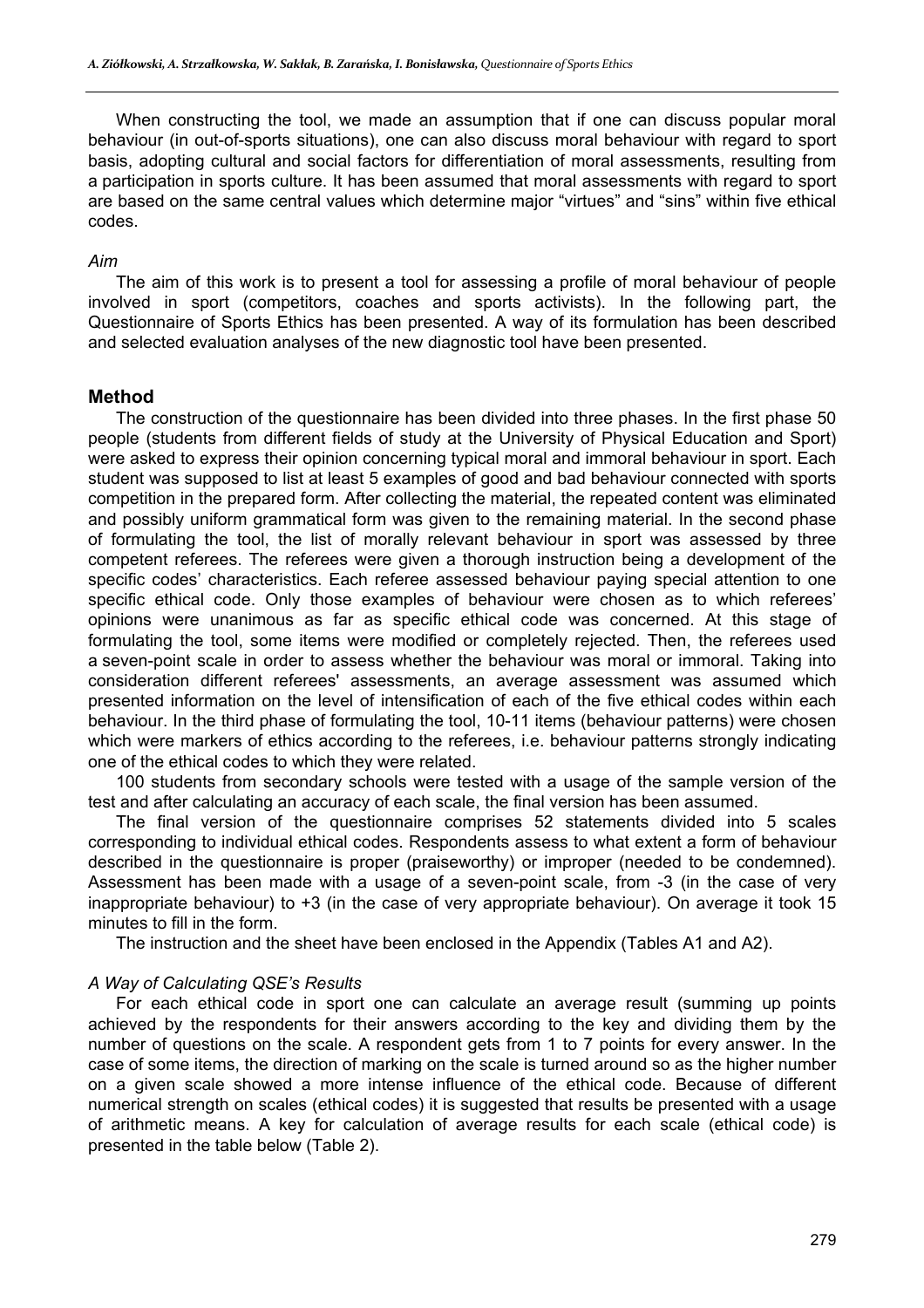When constructing the tool, we made an assumption that if one can discuss popular moral behaviour (in out-of-sports situations), one can also discuss moral behaviour with regard to sport basis, adopting cultural and social factors for differentiation of moral assessments, resulting from a participation in sports culture. It has been assumed that moral assessments with regard to sport are based on the same central values which determine major "virtues" and "sins" within five ethical codes.

### *Aim*

The aim of this work is to present a tool for assessing a profile of moral behaviour of people involved in sport (competitors, coaches and sports activists). In the following part, the Questionnaire of Sports Ethics has been presented. A way of its formulation has been described and selected evaluation analyses of the new diagnostic tool have been presented.

## Method

The construction of the questionnaire has been divided into three phases. In the first phase 50 people (students from different fields of study at the University of Physical Education and Sport) were asked to express their opinion concerning typical moral and immoral behaviour in sport. Each student was supposed to list at least 5 examples of good and bad behaviour connected with sports competition in the prepared form. After collecting the material, the repeated content was eliminated and possibly uniform grammatical form was given to the remaining material. In the second phase of formulating the tool, the list of morally relevant behaviour in sport was assessed by three competent referees. The referees were given a thorough instruction being a development of the specific codes' characteristics. Each referee assessed behaviour paying special attention to one specific ethical code. Only those examples of behaviour were chosen as to which referees' opinions were unanimous as far as specific ethical code was concerned. At this stage of formulating the tool, some items were modified or completely rejected. Then, the referees used a seven-point scale in order to assess whether the behaviour was moral or immoral. Taking into consideration different referees' assessments, an average assessment was assumed which presented information on the level of intensification of each of the five ethical codes within each behaviour. In the third phase of formulating the tool, 10-11 items (behaviour patterns) were chosen which were markers of ethics according to the referees, i.e. behaviour patterns strongly indicating one of the ethical codes to which they were related.

100 students from secondary schools were tested with a usage of the sample version of the test and after calculating an accuracy of each scale, the final version has been assumed.

The final version of the questionnaire comprises 52 statements divided into 5 scales corresponding to individual ethical codes. Respondents assess to what extent a form of behaviour described in the questionnaire is proper (praiseworthy) or improper (needed to be condemned). Assessment has been made with a usage of a seven-point scale, from -3 (in the case of very inappropriate behaviour) to +3 (in the case of very appropriate behaviour). On average it took 15 minutes to fill in the form.

The instruction and the sheet have been enclosed in the Appendix (Tables A1 and A2).

### *A Way of Calculating QSE's Results*

For each ethical code in sport one can calculate an average result (summing up points achieved by the respondents for their answers according to the key and dividing them by the number of questions on the scale. A respondent gets from 1 to 7 points for every answer. In the case of some items, the direction of marking on the scale is turned around so as the higher number on a given scale showed a more intense influence of the ethical code. Because of different numerical strength on scales (ethical codes) it is suggested that results be presented with a usage of arithmetic means. A key for calculation of average results for each scale (ethical code) is presented in the table below (Table 2).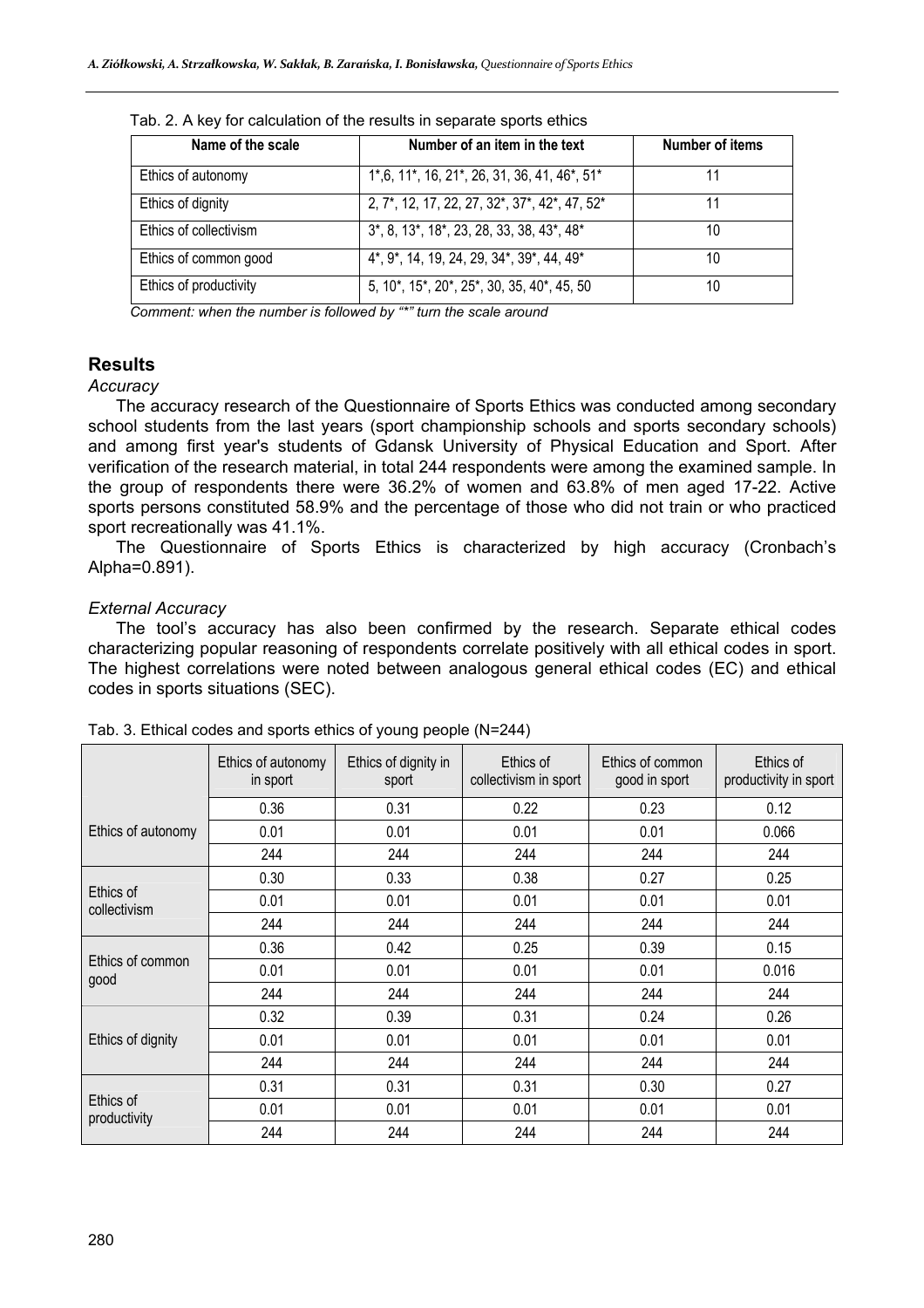Tab. 2. A key for calculation of the results in separate sports ethics

| Name of the scale | Number of an item in the text | Number of items |
|---|---|---|
| Ethics of autonomy | 1*,6, 11*, 16, 21*, 26, 31, 36, 41, 46*, 51* | 11 |
| Ethics of dignity | 2, 7*, 12, 17, 22, 27, 32*, 37*, 42*, 47, 52* | 11 |
| Ethics of collectivism | 3*, 8, 13*, 18*, 23, 28, 33, 38, 43*, 48* | 10 |
| Ethics of common good | 4*, 9*, 14, 19, 24, 29, 34*, 39*, 44, 49* | 10 |
| Ethics of productivity | 5, 10*, 15*, 20*, 25*, 30, 35, 40*, 45, 50 | 10 |

*Comment: when the number is followed by "*" turn the scale around*

## Results

*Accuracy*

The accuracy research of the Questionnaire of Sports Ethics was conducted among secondary school students from the last years (sport championship schools and sports secondary schools) and among first year's students of Gdansk University of Physical Education and Sport. After verification of the research material, in total 244 respondents were among the examined sample. In the group of respondents there were 36.2% of women and 63.8% of men aged 17-22. Active sports persons constituted 58.9% and the percentage of those who did not train or who practiced sport recreationally was 41.1%.

The Questionnaire of Sports Ethics is characterized by high accuracy (Cronbach's Alpha=0.891).

*External Accuracy*

The tool's accuracy has also been confirmed by the research. Separate ethical codes characterizing popular reasoning of respondents correlate positively with all ethical codes in sport. The highest correlations were noted between analogous general ethical codes (EC) and ethical codes in sports situations (SEC).

Tab. 3. Ethical codes and sports ethics of young people (N=244)

| | Ethics of autonomy in sport | Ethics of dignity in sport | Ethics of collectivism in sport | Ethics of common good in sport | Ethics of productivity in sport |
|---|---|---|---|---|---|
| Ethics of autonomy | 0.36 | 0.31 | 0.22 | 0.23 | 0.12 |
| | 0.01 | 0.01 | 0.01 | 0.01 | 0.066 |
| | 244 | 244 | 244 | 244 | 244 |
| Ethics of collectivism | 0.30 | 0.33 | 0.38 | 0.27 | 0.25 |
| | 0.01 | 0.01 | 0.01 | 0.01 | 0.01 |
| | 244 | 244 | 244 | 244 | 244 |
| Ethics of common good | 0.36 | 0.42 | 0.25 | 0.39 | 0.15 |
| | 0.01 | 0.01 | 0.01 | 0.01 | 0.016 |
| | 244 | 244 | 244 | 244 | 244 |
| Ethics of dignity | 0.32 | 0.39 | 0.31 | 0.24 | 0.26 |
| | 0.01 | 0.01 | 0.01 | 0.01 | 0.01 |
| | 244 | 244 | 244 | 244 | 244 |
| Ethics of productivity | 0.31 | 0.31 | 0.31 | 0.30 | 0.27 |
| | 0.01 | 0.01 | 0.01 | 0.01 | 0.01 |
| | 244 | 244 | 244 | 244 | 244 |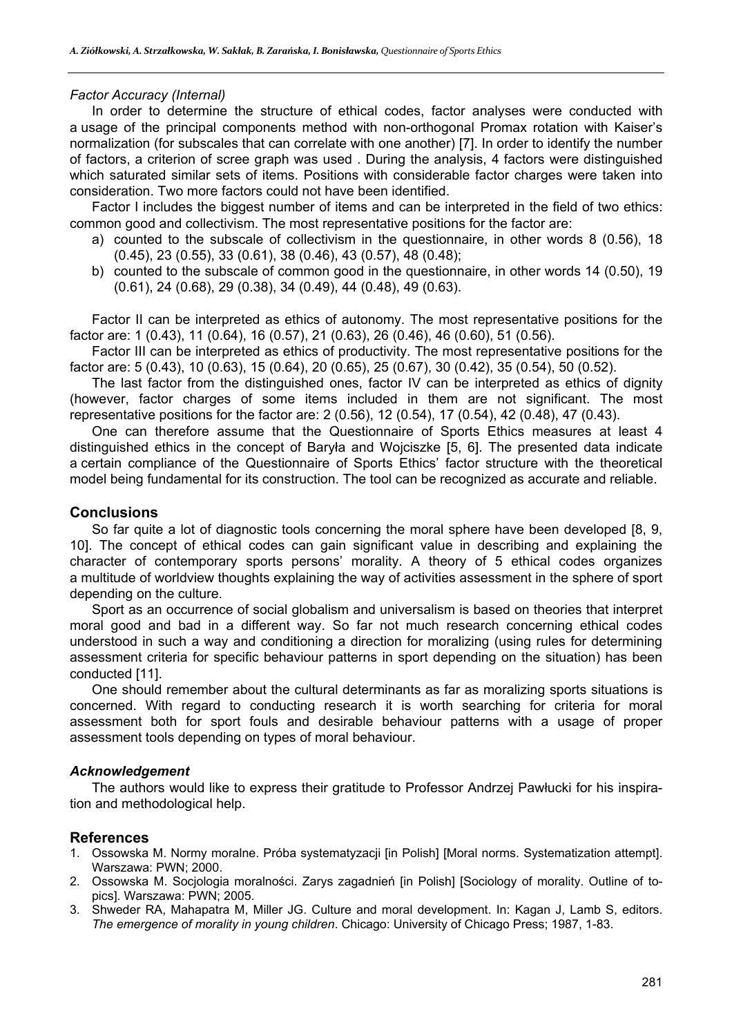*Factor Accuracy (Internal)*

In order to determine the structure of ethical codes, factor analyses were conducted with a usage of the principal components method with non-orthogonal Promax rotation with Kaiser's normalization (for subscales that can correlate with one another) [7]. In order to identify the number of factors, a criterion of scree graph was used . During the analysis, 4 factors were distinguished which saturated similar sets of items. Positions with considerable factor charges were taken into consideration. Two more factors could not have been identified.

Factor I includes the biggest number of items and can be interpreted in the field of two ethics: common good and collectivism. The most representative positions for the factor are:

a) counted to the subscale of collectivism in the questionnaire, in other words 8 (0.56), 18 (0.45), 23 (0.55), 33 (0.61), 38 (0.46), 43 (0.57), 48 (0.48);
b) counted to the subscale of common good in the questionnaire, in other words 14 (0.50), 19 (0.61), 24 (0.68), 29 (0.38), 34 (0.49), 44 (0.48), 49 (0.63).

Factor II can be interpreted as ethics of autonomy. The most representative positions for the factor are: 1 (0.43), 11 (0.64), 16 (0.57), 21 (0.63), 26 (0.46), 46 (0.60), 51 (0.56).

Factor III can be interpreted as ethics of productivity. The most representative positions for the factor are: 5 (0.43), 10 (0.63), 15 (0.64), 20 (0.65), 25 (0.67), 30 (0.42), 35 (0.54), 50 (0.52).

The last factor from the distinguished ones, factor IV can be interpreted as ethics of dignity (however, factor charges of some items included in them are not significant. The most representative positions for the factor are: 2 (0.56), 12 (0.54), 17 (0.54), 42 (0.48), 47 (0.43).

One can therefore assume that the Questionnaire of Sports Ethics measures at least 4 distinguished ethics in the concept of Baryła and Wojciszke [5, 6]. The presented data indicate a certain compliance of the Questionnaire of Sports Ethics' factor structure with the theoretical model being fundamental for its construction. The tool can be recognized as accurate and reliable.

## Conclusions

So far quite a lot of diagnostic tools concerning the moral sphere have been developed [8, 9, 10]. The concept of ethical codes can gain significant value in describing and explaining the character of contemporary sports persons' morality. A theory of 5 ethical codes organizes a multitude of worldview thoughts explaining the way of activities assessment in the sphere of sport depending on the culture.

Sport as an occurrence of social globalism and universalism is based on theories that interpret moral good and bad in a different way. So far not much research concerning ethical codes understood in such a way and conditioning a direction for moralizing (using rules for determining assessment criteria for specific behaviour patterns in sport depending on the situation) has been conducted [11].

One should remember about the cultural determinants as far as moralizing sports situations is concerned. With regard to conducting research it is worth searching for criteria for moral assessment both for sport fouls and desirable behaviour patterns with a usage of proper assessment tools depending on types of moral behaviour.

### *Acknowledgement*

The authors would like to express their gratitude to Professor Andrzej Pawłucki for his inspiration and methodological help.

## References

1. Ossowska M. Normy moralne. Próba systematyzacji [in Polish] [Moral norms. Systematization attempt]. Warszawa: PWN; 2000.
2. Ossowska M. Socjologia moralności. Zarys zagadnień [in Polish] [Sociology of morality. Outline of topics]. Warszawa: PWN; 2005.
3. Shweder RA, Mahapatra M, Miller JG. Culture and moral development. In: Kagan J, Lamb S, editors. *The emergence of morality in young children*. Chicago: University of Chicago Press; 1987, 1-83.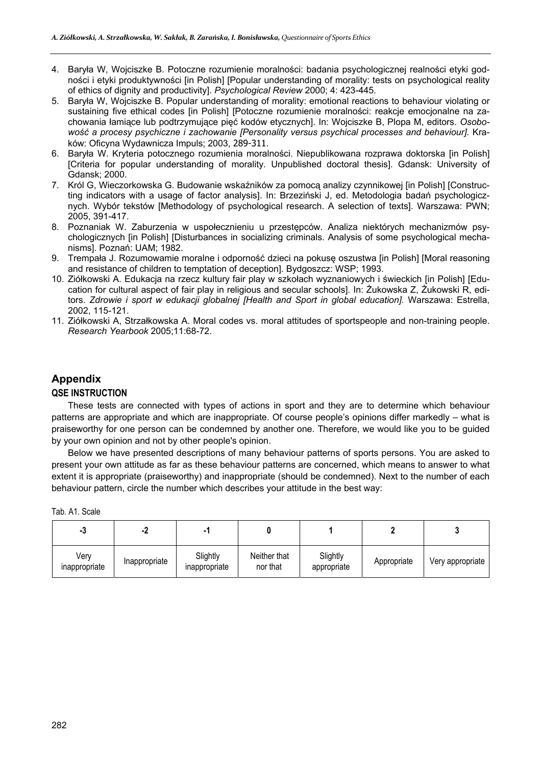4. Baryła W, Wojciszke B. Potoczne rozumienie moralności: badania psychologicznej realności etyki godności i etyki produktywności [in Polish] [Popular understanding of morality: tests on psychological reality of ethics of dignity and productivity]. *Psychological Review* 2000; 4: 423-445.
5. Baryła W, Wojciszke B. Popular understanding of morality: emotional reactions to behaviour violating or sustaining five ethical codes [in Polish] [Potoczne rozumienie moralności: reakcje emocjonalne na zachowania łamiące lub podtrzymujące pięć kodów etycznych]. In: Wojciszke B, Plopa M, editors. *Osobowość a procesy psychiczne i zachowanie [Personality versus psychical processes and behaviour].* Kraków: Oficyna Wydawnicza Impuls; 2003, 289-311.
6. Baryła W. Kryteria potocznego rozumienia moralności. Niepublikowana rozprawa doktorska [in Polish] [Criteria for popular understanding of morality. Unpublished doctoral thesis]. Gdansk: University of Gdansk; 2000.
7. Król G, Wieczorkowska G. Budowanie wskaźników za pomocą analizy czynnikowej [in Polish] [Constructing indicators with a usage of factor analysis]. In: Brzeziński J, ed. Metodologia badań psychologicznych. Wybór tekstów [Methodology of psychological research. A selection of texts]. Warszawa: PWN; 2005, 391-417.
8. Poznaniak W. Zaburzenia w uspołecznieniu u przestępców. Analiza niektórych mechanizmów psychologicznych [in Polish] [Disturbances in socializing criminals. Analysis of some psychological mechanisms]. Poznań: UAM; 1982.
9. Trempała J. Rozumowanie moralne i odporność dzieci na pokusę oszustwa [in Polish] [Moral reasoning and resistance of children to temptation of deception]. Bydgoszcz: WSP; 1993.
10. Ziółkowski A. Edukacja na rzecz kultury fair play w szkołach wyznaniowych i świeckich [in Polish] [Education for cultural aspect of fair play in religious and secular schools]. In: Żukowska Z, Żukowski R, editors. *Zdrowie i sport w edukacji globalnej [Health and Sport in global education].* Warszawa: Estrella, 2002, 115-121.
11. Ziółkowski A, Strzałkowska A. Moral codes vs. moral attitudes of sportspeople and non-training people. *Research Yearbook* 2005;11:68-72.

## Appendix

### QSE INSTRUCTION

These tests are connected with types of actions in sport and they are to determine which behaviour patterns are appropriate and which are inappropriate. Of course people's opinions differ markedly – what is praiseworthy for one person can be condemned by another one. Therefore, we would like you to be guided by your own opinion and not by other people's opinion.

Below we have presented descriptions of many behaviour patterns of sports persons. You are asked to present your own attitude as far as these behaviour patterns are concerned, which means to answer to what extent it is appropriate (praiseworthy) and inappropriate (should be condemned). Next to the number of each behaviour pattern, circle the number which describes your attitude in the best way:

Tab. A1. Scale

| -3 | -2 | -1 | 0 | 1 | 2 | 3 |
|---|---|---|---|---|---|---|
| Very inappropriate | Inappropriate | Slightly inappropriate | Neither that nor that | Slightly appropriate | Appropriate | Very appropriate |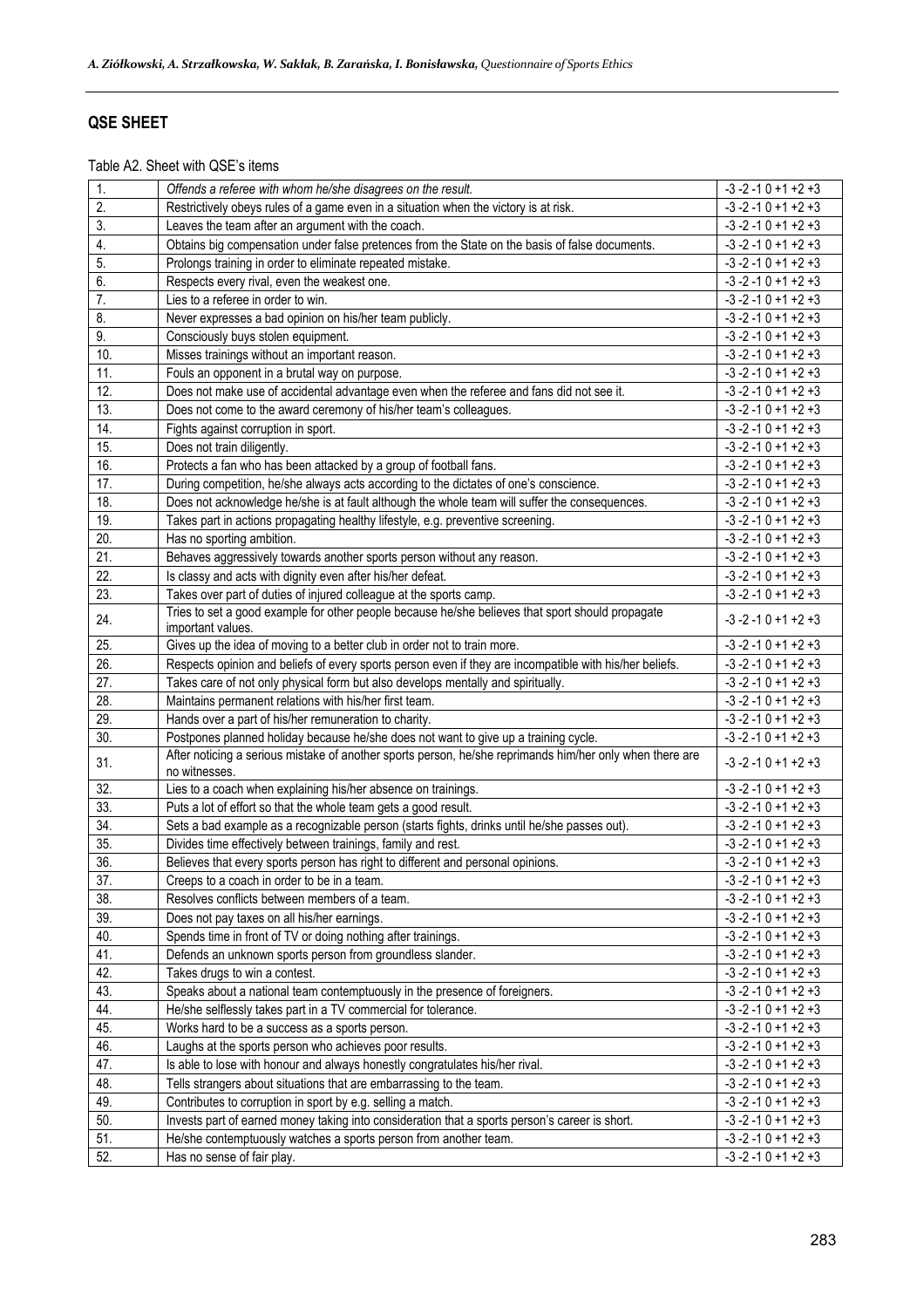## QSE SHEET

Table A2. Sheet with QSE's items

| | | |
|---|---|---|
| 1. | *Offends a referee with whom he/she disagrees on the result.* | -3 -2 -1 0 +1 +2 +3 |
| 2. | Restrictively obeys rules of a game even in a situation when the victory is at risk. | -3 -2 -1 0 +1 +2 +3 |
| 3. | Leaves the team after an argument with the coach. | -3 -2 -1 0 +1 +2 +3 |
| 4. | Obtains big compensation under false pretences from the State on the basis of false documents. | -3 -2 -1 0 +1 +2 +3 |
| 5. | Prolongs training in order to eliminate repeated mistake. | -3 -2 -1 0 +1 +2 +3 |
| 6. | Respects every rival, even the weakest one. | -3 -2 -1 0 +1 +2 +3 |
| 7. | Lies to a referee in order to win. | -3 -2 -1 0 +1 +2 +3 |
| 8. | Never expresses a bad opinion on his/her team publicly. | -3 -2 -1 0 +1 +2 +3 |
| 9. | Consciously buys stolen equipment. | -3 -2 -1 0 +1 +2 +3 |
| 10. | Misses trainings without an important reason. | -3 -2 -1 0 +1 +2 +3 |
| 11. | Fouls an opponent in a brutal way on purpose. | -3 -2 -1 0 +1 +2 +3 |
| 12. | Does not make use of accidental advantage even when the referee and fans did not see it. | -3 -2 -1 0 +1 +2 +3 |
| 13. | Does not come to the award ceremony of his/her team's colleagues. | -3 -2 -1 0 +1 +2 +3 |
| 14. | Fights against corruption in sport. | -3 -2 -1 0 +1 +2 +3 |
| 15. | Does not train diligently. | -3 -2 -1 0 +1 +2 +3 |
| 16. | Protects a fan who has been attacked by a group of football fans. | -3 -2 -1 0 +1 +2 +3 |
| 17. | During competition, he/she always acts according to the dictates of one's conscience. | -3 -2 -1 0 +1 +2 +3 |
| 18. | Does not acknowledge he/she is at fault although the whole team will suffer the consequences. | -3 -2 -1 0 +1 +2 +3 |
| 19. | Takes part in actions propagating healthy lifestyle, e.g. preventive screening. | -3 -2 -1 0 +1 +2 +3 |
| 20. | Has no sporting ambition. | -3 -2 -1 0 +1 +2 +3 |
| 21. | Behaves aggressively towards another sports person without any reason. | -3 -2 -1 0 +1 +2 +3 |
| 22. | Is classy and acts with dignity even after his/her defeat. | -3 -2 -1 0 +1 +2 +3 |
| 23. | Takes over part of duties of injured colleague at the sports camp. | -3 -2 -1 0 +1 +2 +3 |
| 24. | Tries to set a good example for other people because he/she believes that sport should propagate important values. | -3 -2 -1 0 +1 +2 +3 |
| 25. | Gives up the idea of moving to a better club in order not to train more. | -3 -2 -1 0 +1 +2 +3 |
| 26. | Respects opinion and beliefs of every sports person even if they are incompatible with his/her beliefs. | -3 -2 -1 0 +1 +2 +3 |
| 27. | Takes care of not only physical form but also develops mentally and spiritually. | -3 -2 -1 0 +1 +2 +3 |
| 28. | Maintains permanent relations with his/her first team. | -3 -2 -1 0 +1 +2 +3 |
| 29. | Hands over a part of his/her remuneration to charity. | -3 -2 -1 0 +1 +2 +3 |
| 30. | Postpones planned holiday because he/she does not want to give up a training cycle. | -3 -2 -1 0 +1 +2 +3 |
| 31. | After noticing a serious mistake of another sports person, he/she reprimands him/her only when there are no witnesses. | -3 -2 -1 0 +1 +2 +3 |
| 32. | Lies to a coach when explaining his/her absence on trainings. | -3 -2 -1 0 +1 +2 +3 |
| 33. | Puts a lot of effort so that the whole team gets a good result. | -3 -2 -1 0 +1 +2 +3 |
| 34. | Sets a bad example as a recognizable person (starts fights, drinks until he/she passes out). | -3 -2 -1 0 +1 +2 +3 |
| 35. | Divides time effectively between trainings, family and rest. | -3 -2 -1 0 +1 +2 +3 |
| 36. | Believes that every sports person has right to different and personal opinions. | -3 -2 -1 0 +1 +2 +3 |
| 37. | Creeps to a coach in order to be in a team. | -3 -2 -1 0 +1 +2 +3 |
| 38. | Resolves conflicts between members of a team. | -3 -2 -1 0 +1 +2 +3 |
| 39. | Does not pay taxes on all his/her earnings. | -3 -2 -1 0 +1 +2 +3 |
| 40. | Spends time in front of TV or doing nothing after trainings. | -3 -2 -1 0 +1 +2 +3 |
| 41. | Defends an unknown sports person from groundless slander. | -3 -2 -1 0 +1 +2 +3 |
| 42. | Takes drugs to win a contest. | -3 -2 -1 0 +1 +2 +3 |
| 43. | Speaks about a national team contemptuously in the presence of foreigners. | -3 -2 -1 0 +1 +2 +3 |
| 44. | He/she selflessly takes part in a TV commercial for tolerance. | -3 -2 -1 0 +1 +2 +3 |
| 45. | Works hard to be a success as a sports person. | -3 -2 -1 0 +1 +2 +3 |
| 46. | Laughs at the sports person who achieves poor results. | -3 -2 -1 0 +1 +2 +3 |
| 47. | Is able to lose with honour and always honestly congratulates his/her rival. | -3 -2 -1 0 +1 +2 +3 |
| 48. | Tells strangers about situations that are embarrassing to the team. | -3 -2 -1 0 +1 +2 +3 |
| 49. | Contributes to corruption in sport by e.g. selling a match. | -3 -2 -1 0 +1 +2 +3 |
| 50. | Invests part of earned money taking into consideration that a sports person's career is short. | -3 -2 -1 0 +1 +2 +3 |
| 51. | He/she contemptuously watches a sports person from another team. | -3 -2 -1 0 +1 +2 +3 |
| 52. | Has no sense of fair play. | -3 -2 -1 0 +1 +2 +3 |